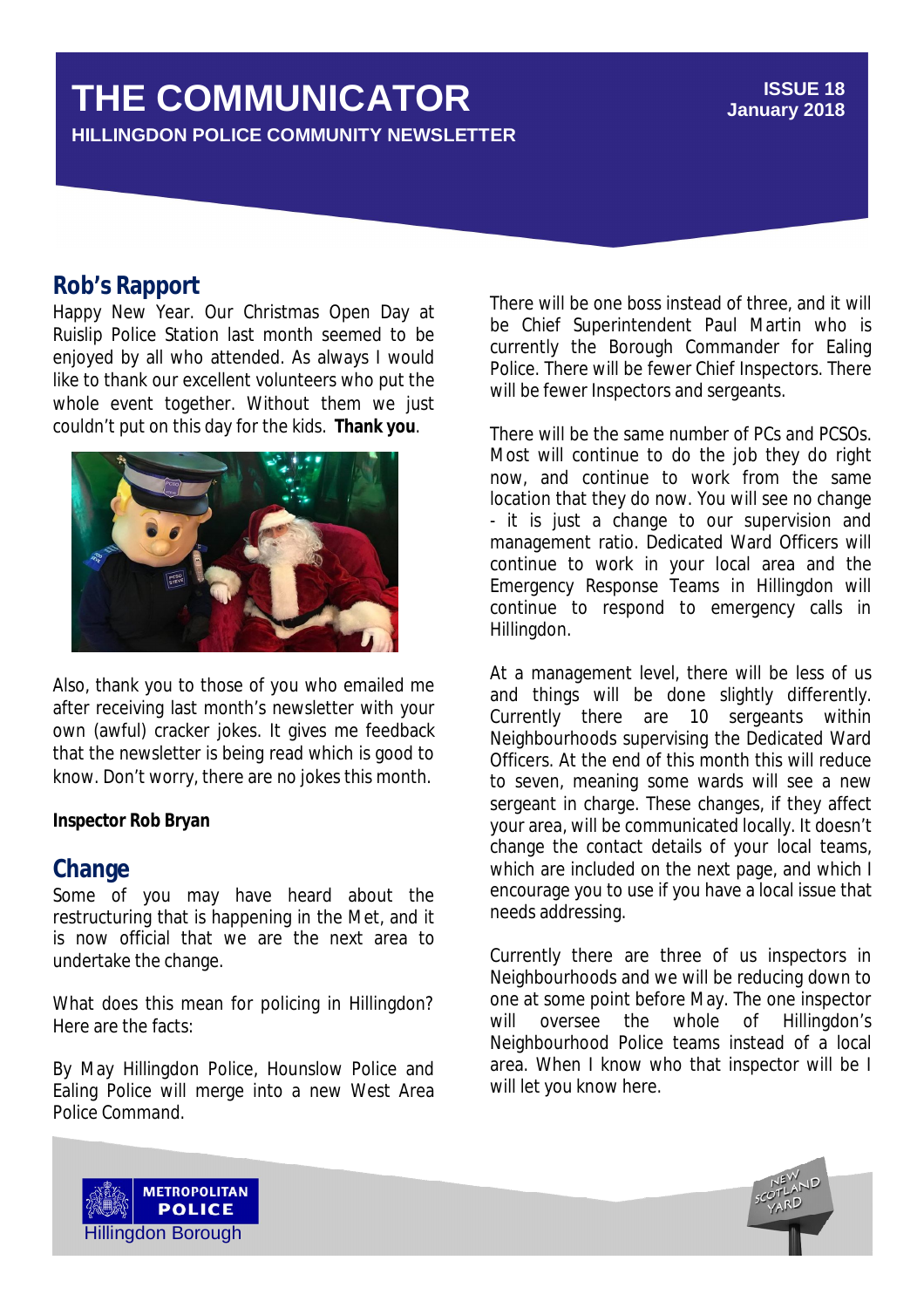# THE COMMUNICATOR

**HILLINGDON POLICE COMMUNITY NEWSLETTER**

**ISSUE 18**
**January 2018**

## Rob's Rapport

Happy New Year. Our Christmas Open Day at Ruislip Police Station last month seemed to be enjoyed by all who attended. As always I would like to thank our excellent volunteers who put the whole event together. Without them we just couldn't put on this day for the kids. **Thank you**.

Also, thank you to those of you who emailed me after receiving last month's newsletter with your own (awful) cracker jokes. It gives me feedback that the newsletter is being read which is good to know. Don't worry, there are no jokes this month.

**Inspector Rob Bryan**

## Change

Some of you may have heard about the restructuring that is happening in the Met, and it is now official that we are the next area to undertake the change.

What does this mean for policing in Hillingdon? Here are the facts:

By May Hillingdon Police, Hounslow Police and Ealing Police will merge into a new West Area Police Command.

There will be one boss instead of three, and it will be Chief Superintendent Paul Martin who is currently the Borough Commander for Ealing Police. There will be fewer Chief Inspectors. There will be fewer Inspectors and sergeants.

There will be the same number of PCs and PCSOs. Most will continue to do the job they do right now, and continue to work from the same location that they do now. You will see no change - it is just a change to our supervision and management ratio. Dedicated Ward Officers will continue to work in your local area and the Emergency Response Teams in Hillingdon will continue to respond to emergency calls in Hillingdon.

At a management level, there will be less of us and things will be done slightly differently. Currently there are 10 sergeants within Neighbourhoods supervising the Dedicated Ward Officers. At the end of this month this will reduce to seven, meaning some wards will see a new sergeant in charge. These changes, if they affect your area, will be communicated locally. It doesn't change the contact details of your local teams, which are included on the next page, and which I encourage you to use if you have a local issue that needs addressing.

Currently there are three of us inspectors in Neighbourhoods and we will be reducing down to one at some point before May. The one inspector will oversee the whole of Hillingdon's Neighbourhood Police teams instead of a local area. When I know who that inspector will be I will let you know here.

METROPOLITAN POLICE
Hillingdon Borough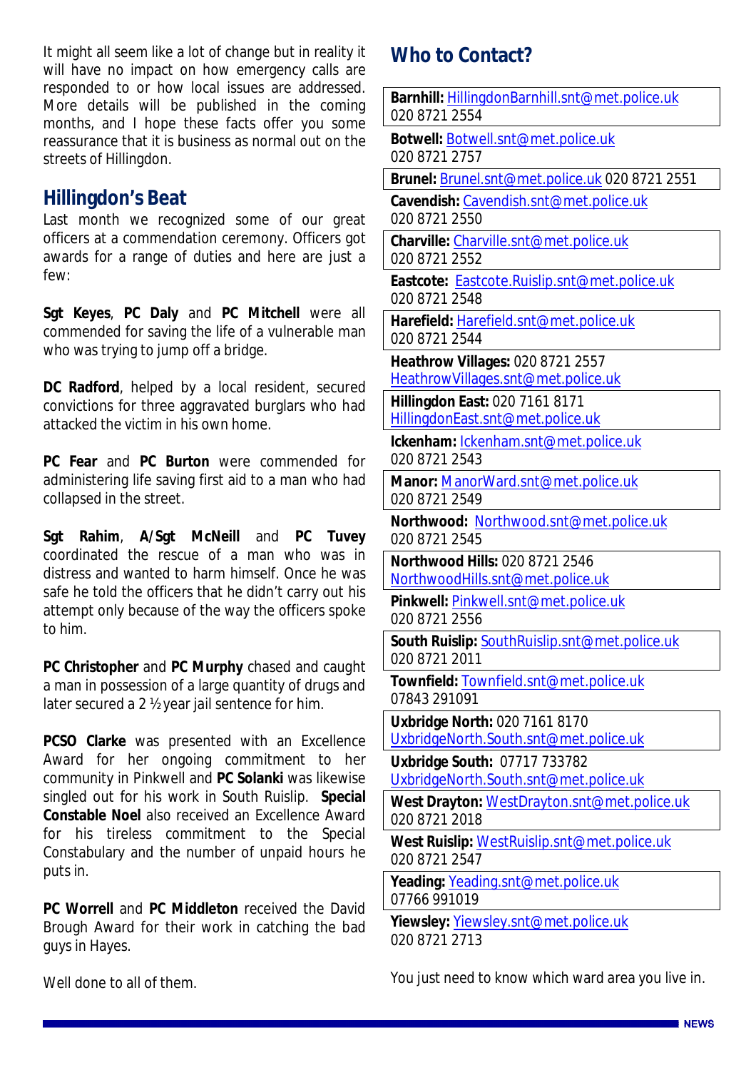It might all seem like a lot of change but in reality it will have no impact on how emergency calls are responded to or how local issues are addressed. More details will be published in the coming months, and I hope these facts offer you some reassurance that it is business as normal out on the streets of Hillingdon.

## Hillingdon's Beat

Last month we recognized some of our great officers at a commendation ceremony. Officers got awards for a range of duties and here are just a few:

**Sgt Keyes**, **PC Daly** and **PC Mitchell** were all commended for saving the life of a vulnerable man who was trying to jump off a bridge.

**DC Radford**, helped by a local resident, secured convictions for three aggravated burglars who had attacked the victim in his own home.

**PC Fear** and **PC Burton** were commended for administering life saving first aid to a man who had collapsed in the street.

**Sgt Rahim**, **A/Sgt McNeill** and **PC Tuvey** coordinated the rescue of a man who was in distress and wanted to harm himself. Once he was safe he told the officers that he didn't carry out his attempt only because of the way the officers spoke to him.

**PC Christopher** and **PC Murphy** chased and caught a man in possession of a large quantity of drugs and later secured a 2 ½ year jail sentence for him.

**PCSO Clarke** was presented with an Excellence Award for her ongoing commitment to her community in Pinkwell and **PC Solanki** was likewise singled out for his work in South Ruislip. **Special Constable Noel** also received an Excellence Award for his tireless commitment to the Special Constabulary and the number of unpaid hours he puts in.

**PC Worrell** and **PC Middleton** received the David Brough Award for their work in catching the bad guys in Hayes.

Well done to all of them.

## Who to Contact?

**Barnhill:** HillingdonBarnhill.snt@met.police.uk 020 8721 2554

**Botwell:** Botwell.snt@met.police.uk 020 8721 2757

**Brunel:** Brunel.snt@met.police.uk 020 8721 2551

**Cavendish:** Cavendish.snt@met.police.uk 020 8721 2550

**Charville:** Charville.snt@met.police.uk 020 8721 2552

**Eastcote:** Eastcote.Ruislip.snt@met.police.uk 020 8721 2548

**Harefield:** Harefield.snt@met.police.uk 020 8721 2544

**Heathrow Villages:** 020 8721 2557 HeathrowVillages.snt@met.police.uk

**Hillingdon East:** 020 7161 8171 HillingdonEast.snt@met.police.uk

**Ickenham:** Ickenham.snt@met.police.uk 020 8721 2543

**Manor:** ManorWard.snt@met.police.uk 020 8721 2549

**Northwood:** Northwood.snt@met.police.uk 020 8721 2545

**Northwood Hills:** 020 8721 2546 NorthwoodHills.snt@met.police.uk

**Pinkwell:** Pinkwell.snt@met.police.uk 020 8721 2556

**South Ruislip:** SouthRuislip.snt@met.police.uk 020 8721 2011

**Townfield:** Townfield.snt@met.police.uk 07843 291091

**Uxbridge North:** 020 7161 8170 UxbridgeNorth.South.snt@met.police.uk

**Uxbridge South:** 07717 733782 UxbridgeNorth.South.snt@met.police.uk

**West Drayton:** WestDrayton.snt@met.police.uk 020 8721 2018

**West Ruislip:** WestRuislip.snt@met.police.uk 020 8721 2547

**Yeading:** Yeading.snt@met.police.uk 07766 991019

**Yiewsley:** Yiewsley.snt@met.police.uk 020 8721 2713

You just need to know which ward area you live in.